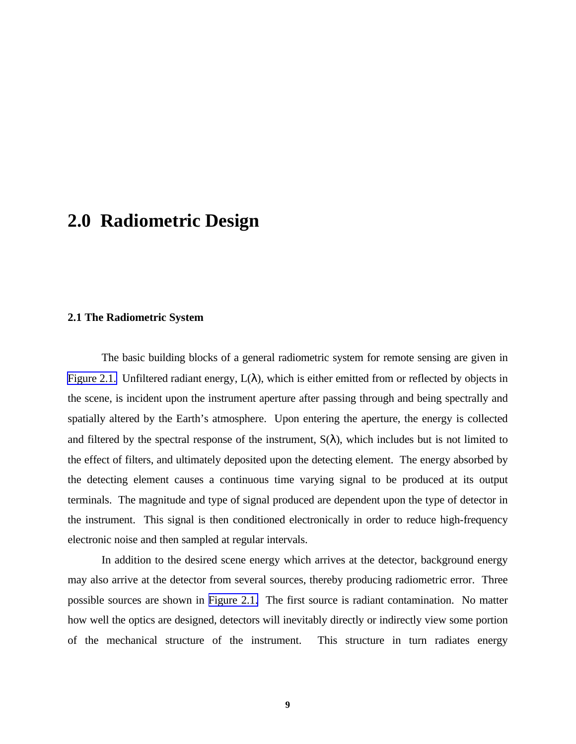# 2.0 Radiometric Design

### 2.1 The Radiometric System

The basic building blocks of a general radiometric system for remote sensing are given in Figure 2.1. Unfiltered radiant energy, $L(\lambda)$, which is either emitted from or reflected by objects in the scene, is incident upon the instrument aperture after passing through and being spectrally and spatially altered by the Earth's atmosphere. Upon entering the aperture, the energy is collected and filtered by the spectral response of the instrument, $S(\lambda)$, which includes but is not limited to the effect of filters, and ultimately deposited upon the detecting element. The energy absorbed by the detecting element causes a continuous time varying signal to be produced at its output terminals. The magnitude and type of signal produced are dependent upon the type of detector in the instrument. This signal is then conditioned electronically in order to reduce high-frequency electronic noise and then sampled at regular intervals.

In addition to the desired scene energy which arrives at the detector, background energy may also arrive at the detector from several sources, thereby producing radiometric error. Three possible sources are shown in Figure 2.1. The first source is radiant contamination. No matter how well the optics are designed, detectors will inevitably directly or indirectly view some portion of the mechanical structure of the instrument. This structure in turn radiates energy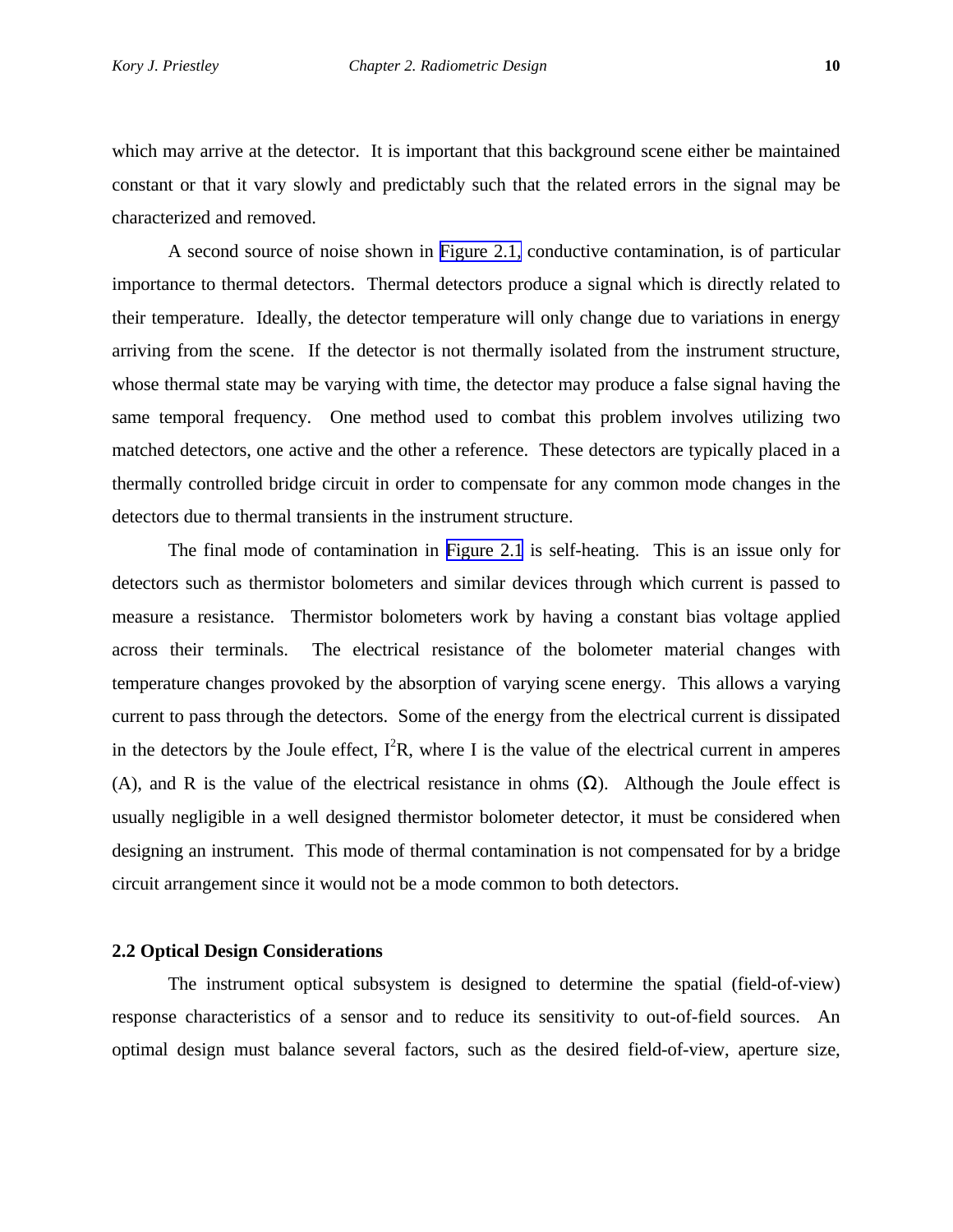which may arrive at the detector. It is important that this background scene either be maintained constant or that it vary slowly and predictably such that the related errors in the signal may be characterized and removed.

A second source of noise shown in Figure 2.1, conductive contamination, is of particular importance to thermal detectors. Thermal detectors produce a signal which is directly related to their temperature. Ideally, the detector temperature will only change due to variations in energy arriving from the scene. If the detector is not thermally isolated from the instrument structure, whose thermal state may be varying with time, the detector may produce a false signal having the same temporal frequency. One method used to combat this problem involves utilizing two matched detectors, one active and the other a reference. These detectors are typically placed in a thermally controlled bridge circuit in order to compensate for any common mode changes in the detectors due to thermal transients in the instrument structure.

The final mode of contamination in Figure 2.1 is self-heating. This is an issue only for detectors such as thermistor bolometers and similar devices through which current is passed to measure a resistance. Thermistor bolometers work by having a constant bias voltage applied across their terminals. The electrical resistance of the bolometer material changes with temperature changes provoked by the absorption of varying scene energy. This allows a varying current to pass through the detectors. Some of the energy from the electrical current is dissipated in the detectors by the Joule effect, $I^2R$, where I is the value of the electrical current in amperes (A), and R is the value of the electrical resistance in ohms ($\Omega$). Although the Joule effect is usually negligible in a well designed thermistor bolometer detector, it must be considered when designing an instrument. This mode of thermal contamination is not compensated for by a bridge circuit arrangement since it would not be a mode common to both detectors.

## 2.2 Optical Design Considerations

The instrument optical subsystem is designed to determine the spatial (field-of-view) response characteristics of a sensor and to reduce its sensitivity to out-of-field sources. An optimal design must balance several factors, such as the desired field-of-view, aperture size,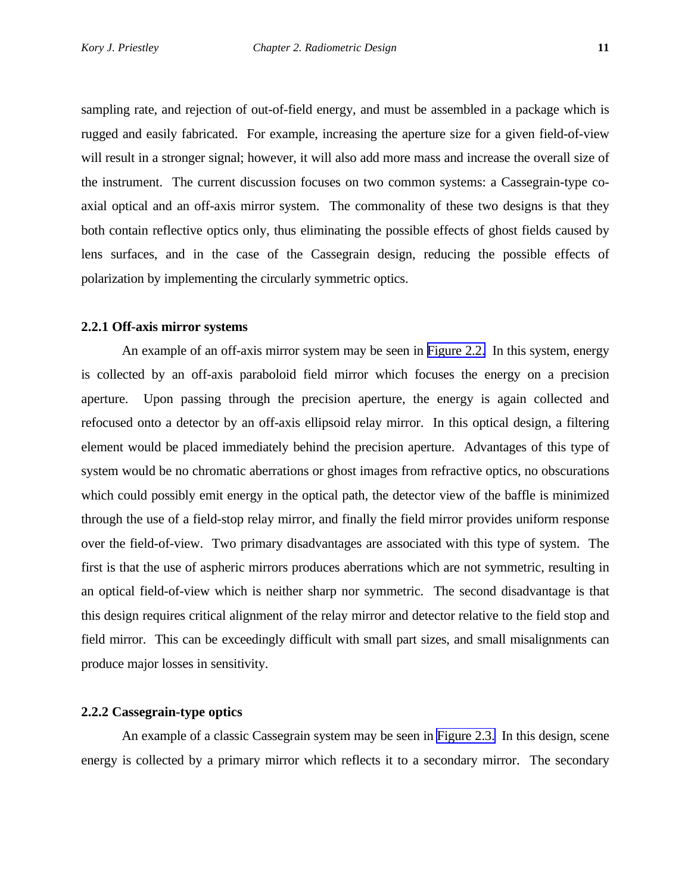sampling rate, and rejection of out-of-field energy, and must be assembled in a package which is rugged and easily fabricated. For example, increasing the aperture size for a given field-of-view will result in a stronger signal; however, it will also add more mass and increase the overall size of the instrument. The current discussion focuses on two common systems: a Cassegrain-type co-axial optical and an off-axis mirror system. The commonality of these two designs is that they both contain reflective optics only, thus eliminating the possible effects of ghost fields caused by lens surfaces, and in the case of the Cassegrain design, reducing the possible effects of polarization by implementing the circularly symmetric optics.

### 2.2.1 Off-axis mirror systems

An example of an off-axis mirror system may be seen in Figure 2.2. In this system, energy is collected by an off-axis paraboloid field mirror which focuses the energy on a precision aperture. Upon passing through the precision aperture, the energy is again collected and refocused onto a detector by an off-axis ellipsoid relay mirror. In this optical design, a filtering element would be placed immediately behind the precision aperture. Advantages of this type of system would be no chromatic aberrations or ghost images from refractive optics, no obscurations which could possibly emit energy in the optical path, the detector view of the baffle is minimized through the use of a field-stop relay mirror, and finally the field mirror provides uniform response over the field-of-view. Two primary disadvantages are associated with this type of system. The first is that the use of aspheric mirrors produces aberrations which are not symmetric, resulting in an optical field-of-view which is neither sharp nor symmetric. The second disadvantage is that this design requires critical alignment of the relay mirror and detector relative to the field stop and field mirror. This can be exceedingly difficult with small part sizes, and small misalignments can produce major losses in sensitivity.

### 2.2.2 Cassegrain-type optics

An example of a classic Cassegrain system may be seen in Figure 2.3. In this design, scene energy is collected by a primary mirror which reflects it to a secondary mirror. The secondary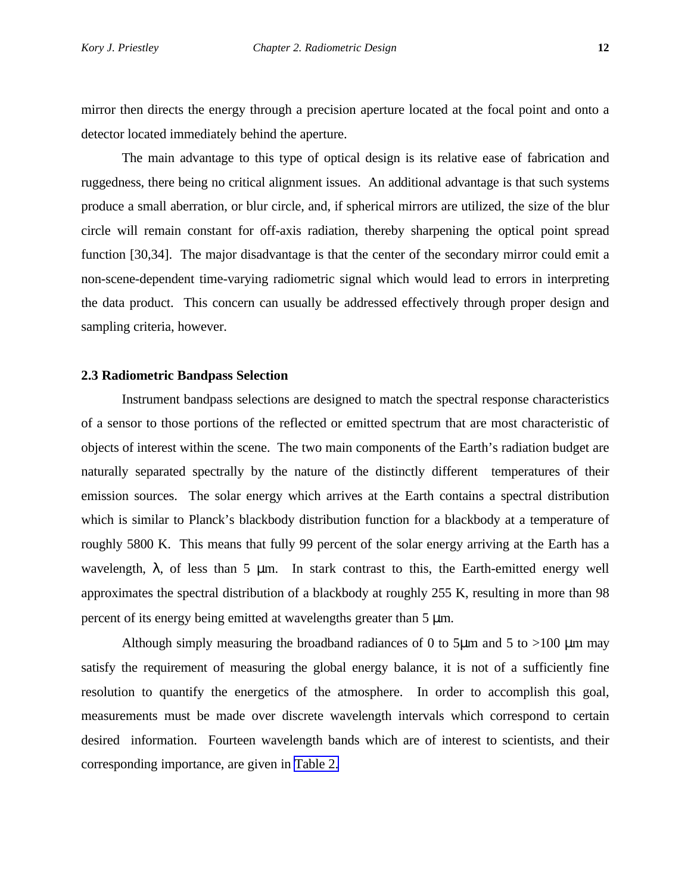mirror then directs the energy through a precision aperture located at the focal point and onto a detector located immediately behind the aperture.

The main advantage to this type of optical design is its relative ease of fabrication and ruggedness, there being no critical alignment issues. An additional advantage is that such systems produce a small aberration, or blur circle, and, if spherical mirrors are utilized, the size of the blur circle will remain constant for off-axis radiation, thereby sharpening the optical point spread function [30,34]. The major disadvantage is that the center of the secondary mirror could emit a non-scene-dependent time-varying radiometric signal which would lead to errors in interpreting the data product. This concern can usually be addressed effectively through proper design and sampling criteria, however.

## 2.3 Radiometric Bandpass Selection

Instrument bandpass selections are designed to match the spectral response characteristics of a sensor to those portions of the reflected or emitted spectrum that are most characteristic of objects of interest within the scene. The two main components of the Earth's radiation budget are naturally separated spectrally by the nature of the distinctly different temperatures of their emission sources. The solar energy which arrives at the Earth contains a spectral distribution which is similar to Planck's blackbody distribution function for a blackbody at a temperature of roughly 5800 K. This means that fully 99 percent of the solar energy arriving at the Earth has a wavelength, $\lambda$, of less than 5 µm. In stark contrast to this, the Earth-emitted energy well approximates the spectral distribution of a blackbody at roughly 255 K, resulting in more than 98 percent of its energy being emitted at wavelengths greater than 5 µm.

Although simply measuring the broadband radiances of 0 to 5µm and 5 to >100 µm may satisfy the requirement of measuring the global energy balance, it is not of a sufficiently fine resolution to quantify the energetics of the atmosphere. In order to accomplish this goal, measurements must be made over discrete wavelength intervals which correspond to certain desired information. Fourteen wavelength bands which are of interest to scientists, and their corresponding importance, are given in Table 2.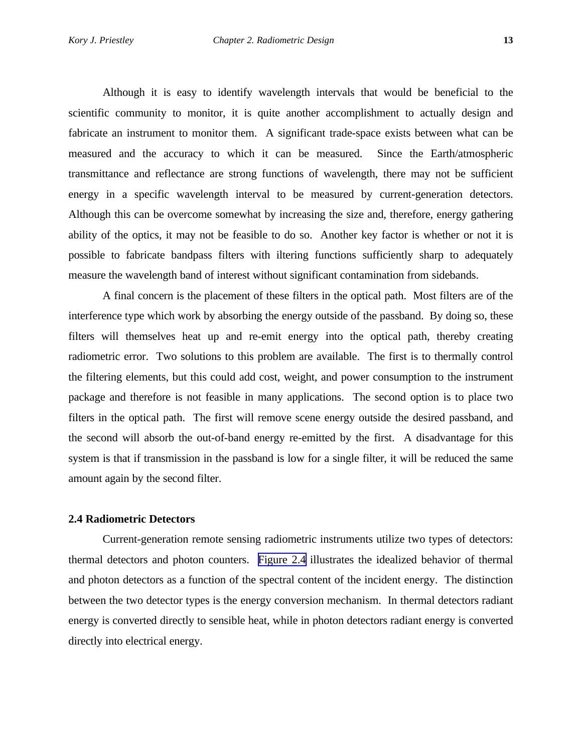Although it is easy to identify wavelength intervals that would be beneficial to the scientific community to monitor, it is quite another accomplishment to actually design and fabricate an instrument to monitor them. A significant trade-space exists between what can be measured and the accuracy to which it can be measured. Since the Earth/atmospheric transmittance and reflectance are strong functions of wavelength, there may not be sufficient energy in a specific wavelength interval to be measured by current-generation detectors. Although this can be overcome somewhat by increasing the size and, therefore, energy gathering ability of the optics, it may not be feasible to do so. Another key factor is whether or not it is possible to fabricate bandpass filters with iltering functions sufficiently sharp to adequately measure the wavelength band of interest without significant contamination from sidebands.

A final concern is the placement of these filters in the optical path. Most filters are of the interference type which work by absorbing the energy outside of the passband. By doing so, these filters will themselves heat up and re-emit energy into the optical path, thereby creating radiometric error. Two solutions to this problem are available. The first is to thermally control the filtering elements, but this could add cost, weight, and power consumption to the instrument package and therefore is not feasible in many applications. The second option is to place two filters in the optical path. The first will remove scene energy outside the desired passband, and the second will absorb the out-of-band energy re-emitted by the first. A disadvantage for this system is that if transmission in the passband is low for a single filter, it will be reduced the same amount again by the second filter.

## 2.4 Radiometric Detectors

Current-generation remote sensing radiometric instruments utilize two types of detectors: thermal detectors and photon counters. Figure 2.4 illustrates the idealized behavior of thermal and photon detectors as a function of the spectral content of the incident energy. The distinction between the two detector types is the energy conversion mechanism. In thermal detectors radiant energy is converted directly to sensible heat, while in photon detectors radiant energy is converted directly into electrical energy.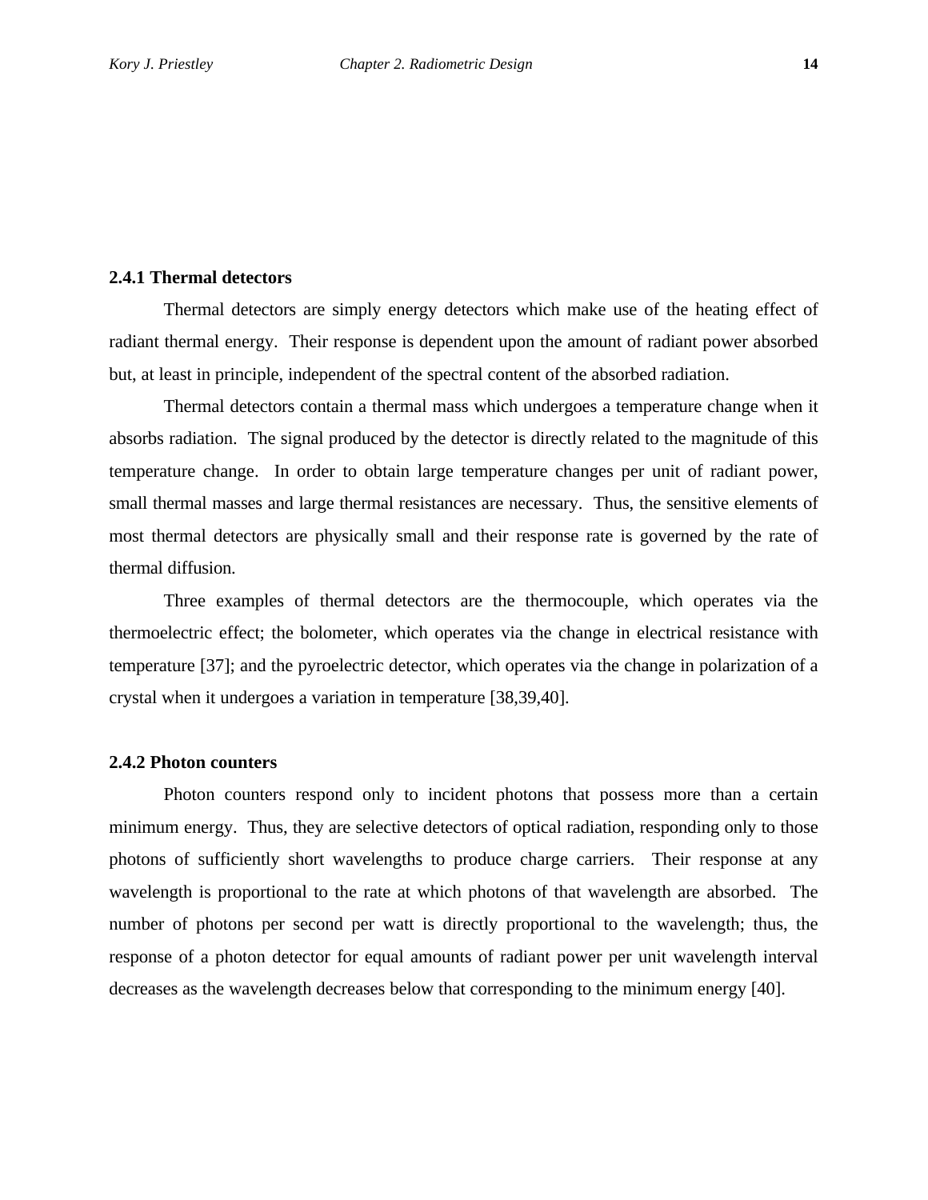### 2.4.1 Thermal detectors

Thermal detectors are simply energy detectors which make use of the heating effect of radiant thermal energy. Their response is dependent upon the amount of radiant power absorbed but, at least in principle, independent of the spectral content of the absorbed radiation.

Thermal detectors contain a thermal mass which undergoes a temperature change when it absorbs radiation. The signal produced by the detector is directly related to the magnitude of this temperature change. In order to obtain large temperature changes per unit of radiant power, small thermal masses and large thermal resistances are necessary. Thus, the sensitive elements of most thermal detectors are physically small and their response rate is governed by the rate of thermal diffusion.

Three examples of thermal detectors are the thermocouple, which operates via the thermoelectric effect; the bolometer, which operates via the change in electrical resistance with temperature [37]; and the pyroelectric detector, which operates via the change in polarization of a crystal when it undergoes a variation in temperature [38,39,40].

### 2.4.2 Photon counters

Photon counters respond only to incident photons that possess more than a certain minimum energy. Thus, they are selective detectors of optical radiation, responding only to those photons of sufficiently short wavelengths to produce charge carriers. Their response at any wavelength is proportional to the rate at which photons of that wavelength are absorbed. The number of photons per second per watt is directly proportional to the wavelength; thus, the response of a photon detector for equal amounts of radiant power per unit wavelength interval decreases as the wavelength decreases below that corresponding to the minimum energy [40].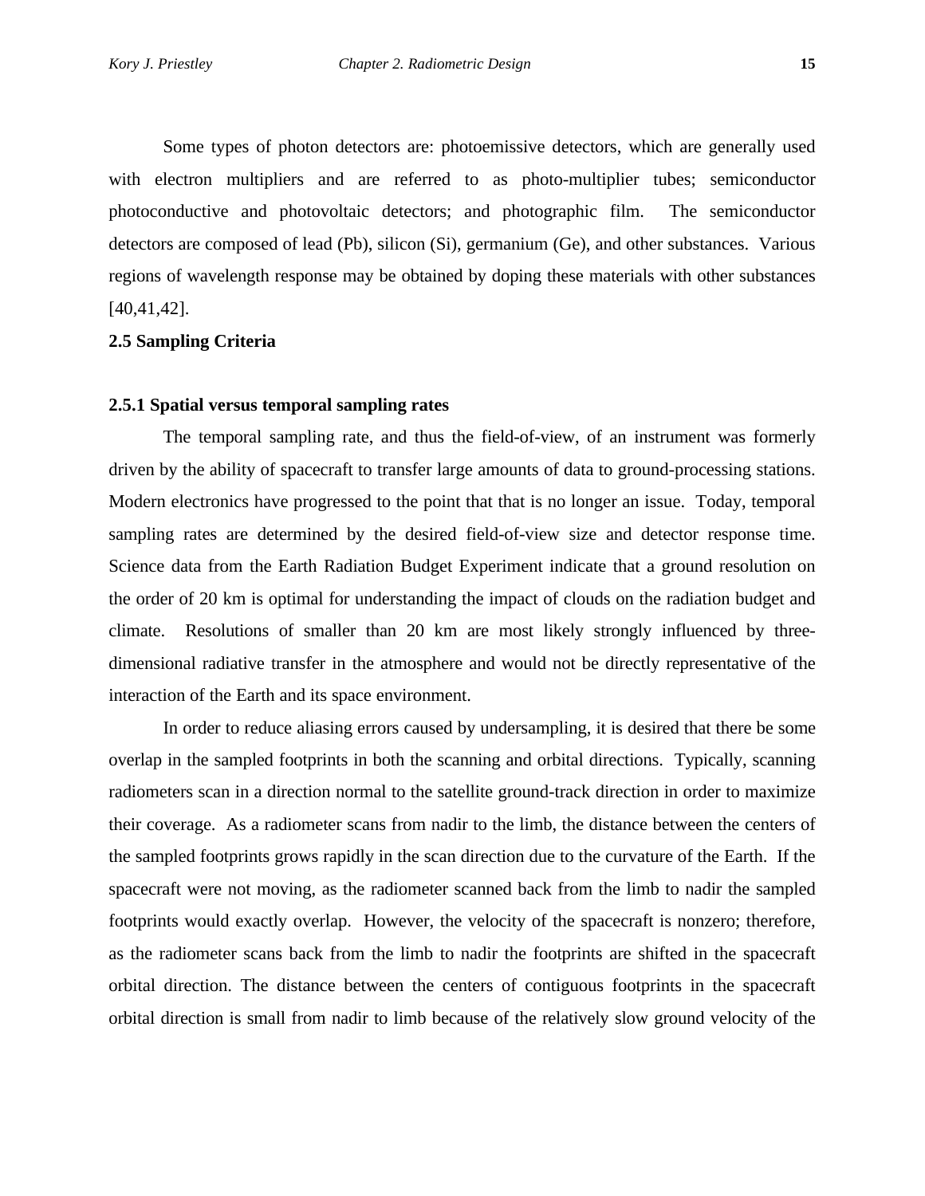Some types of photon detectors are: photoemissive detectors, which are generally used with electron multipliers and are referred to as photo-multiplier tubes; semiconductor photoconductive and photovoltaic detectors; and photographic film. The semiconductor detectors are composed of lead (Pb), silicon (Si), germanium (Ge), and other substances. Various regions of wavelength response may be obtained by doping these materials with other substances [40,41,42].

## 2.5 Sampling Criteria

### 2.5.1 Spatial versus temporal sampling rates

The temporal sampling rate, and thus the field-of-view, of an instrument was formerly driven by the ability of spacecraft to transfer large amounts of data to ground-processing stations. Modern electronics have progressed to the point that that is no longer an issue. Today, temporal sampling rates are determined by the desired field-of-view size and detector response time. Science data from the Earth Radiation Budget Experiment indicate that a ground resolution on the order of 20 km is optimal for understanding the impact of clouds on the radiation budget and climate. Resolutions of smaller than 20 km are most likely strongly influenced by three-dimensional radiative transfer in the atmosphere and would not be directly representative of the interaction of the Earth and its space environment.

In order to reduce aliasing errors caused by undersampling, it is desired that there be some overlap in the sampled footprints in both the scanning and orbital directions. Typically, scanning radiometers scan in a direction normal to the satellite ground-track direction in order to maximize their coverage. As a radiometer scans from nadir to the limb, the distance between the centers of the sampled footprints grows rapidly in the scan direction due to the curvature of the Earth. If the spacecraft were not moving, as the radiometer scanned back from the limb to nadir the sampled footprints would exactly overlap. However, the velocity of the spacecraft is nonzero; therefore, as the radiometer scans back from the limb to nadir the footprints are shifted in the spacecraft orbital direction. The distance between the centers of contiguous footprints in the spacecraft orbital direction is small from nadir to limb because of the relatively slow ground velocity of the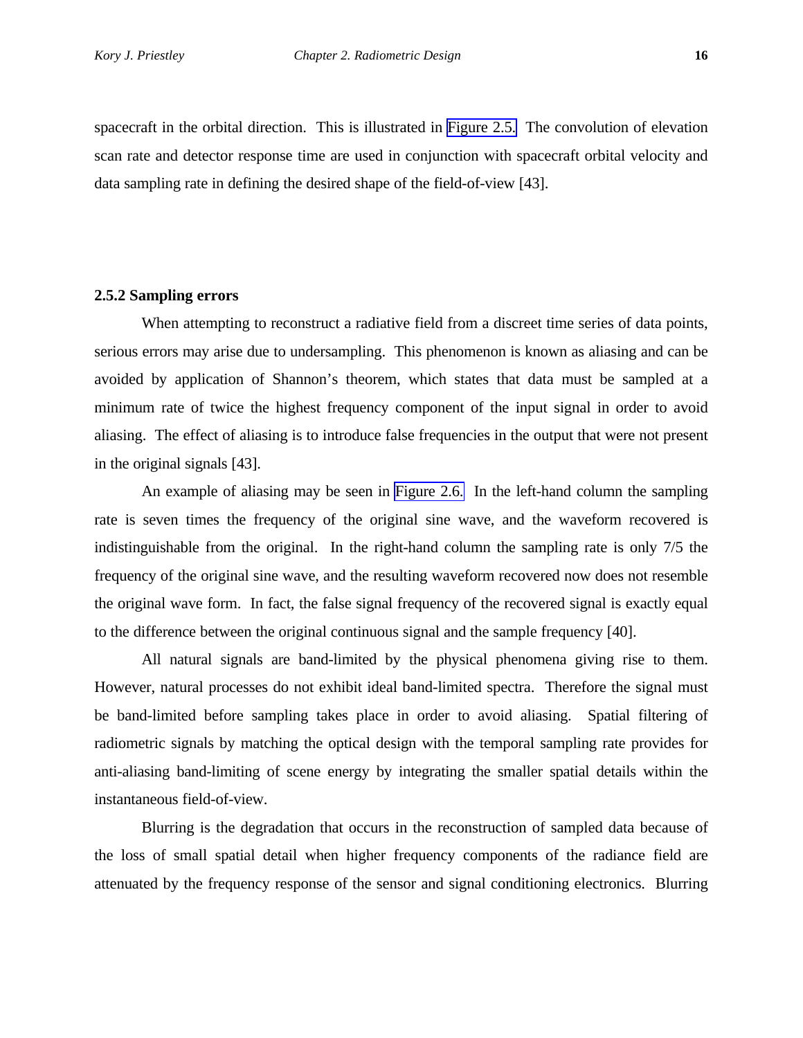spacecraft in the orbital direction. This is illustrated in Figure 2.5. The convolution of elevation scan rate and detector response time are used in conjunction with spacecraft orbital velocity and data sampling rate in defining the desired shape of the field-of-view [43].

### 2.5.2 Sampling errors

When attempting to reconstruct a radiative field from a discreet time series of data points, serious errors may arise due to undersampling. This phenomenon is known as aliasing and can be avoided by application of Shannon's theorem, which states that data must be sampled at a minimum rate of twice the highest frequency component of the input signal in order to avoid aliasing. The effect of aliasing is to introduce false frequencies in the output that were not present in the original signals [43].

An example of aliasing may be seen in Figure 2.6. In the left-hand column the sampling rate is seven times the frequency of the original sine wave, and the waveform recovered is indistinguishable from the original. In the right-hand column the sampling rate is only 7/5 the frequency of the original sine wave, and the resulting waveform recovered now does not resemble the original wave form. In fact, the false signal frequency of the recovered signal is exactly equal to the difference between the original continuous signal and the sample frequency [40].

All natural signals are band-limited by the physical phenomena giving rise to them. However, natural processes do not exhibit ideal band-limited spectra. Therefore the signal must be band-limited before sampling takes place in order to avoid aliasing. Spatial filtering of radiometric signals by matching the optical design with the temporal sampling rate provides for anti-aliasing band-limiting of scene energy by integrating the smaller spatial details within the instantaneous field-of-view.

Blurring is the degradation that occurs in the reconstruction of sampled data because of the loss of small spatial detail when higher frequency components of the radiance field are attenuated by the frequency response of the sensor and signal conditioning electronics. Blurring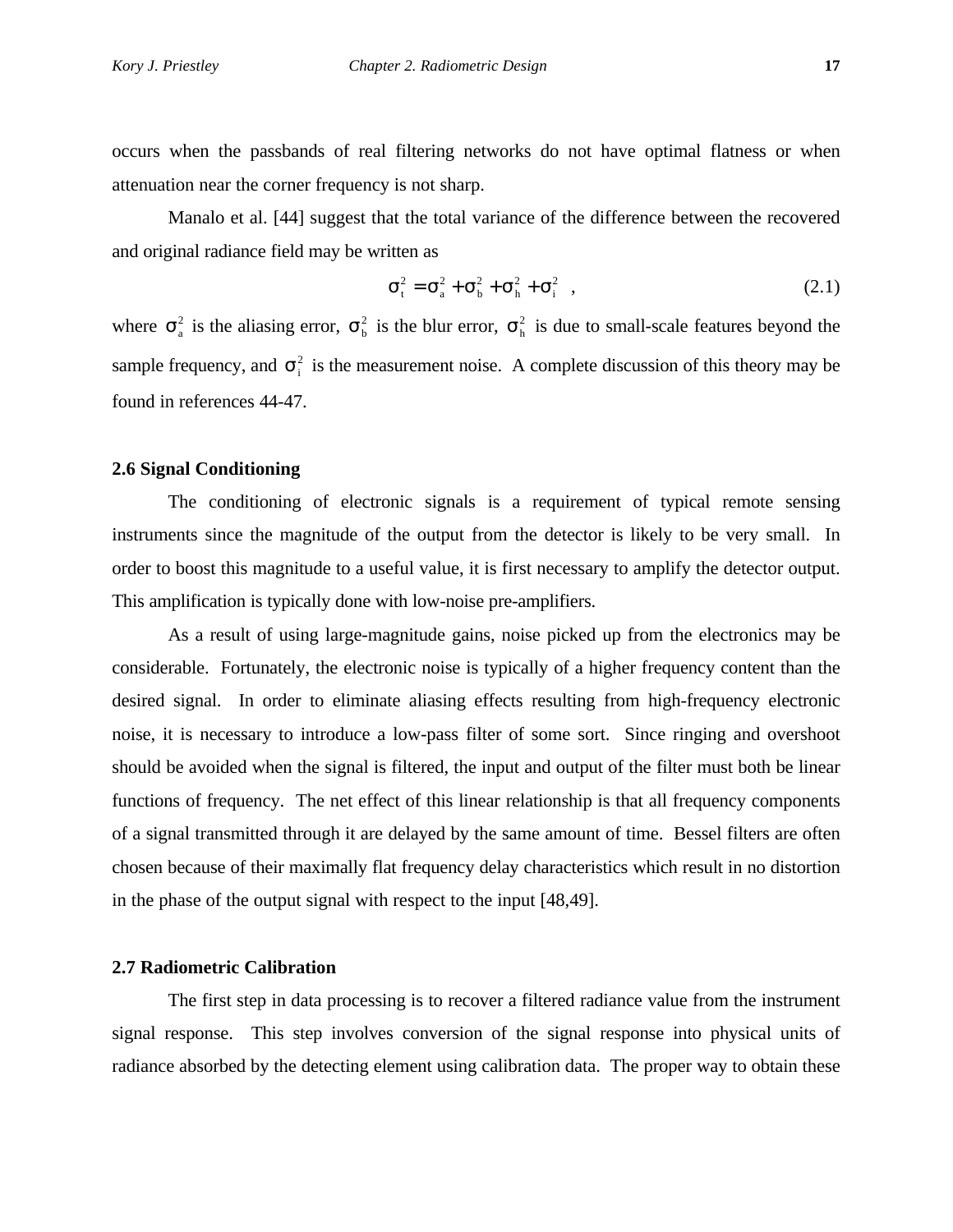occurs when the passbands of real filtering networks do not have optimal flatness or when attenuation near the corner frequency is not sharp.

Manalo et al. [44] suggest that the total variance of the difference between the recovered and original radiance field may be written as

$$\sigma_t^2 = \sigma_a^2 + \sigma_b^2 + \sigma_h^2 + \sigma_i^2 \quad , \tag{2.1}$$

where $\sigma_a^2$ is the aliasing error, $\sigma_b^2$ is the blur error, $\sigma_h^2$ is due to small-scale features beyond the sample frequency, and $\sigma_i^2$ is the measurement noise. A complete discussion of this theory may be found in references 44-47.

## 2.6 Signal Conditioning

The conditioning of electronic signals is a requirement of typical remote sensing instruments since the magnitude of the output from the detector is likely to be very small. In order to boost this magnitude to a useful value, it is first necessary to amplify the detector output. This amplification is typically done with low-noise pre-amplifiers.

As a result of using large-magnitude gains, noise picked up from the electronics may be considerable. Fortunately, the electronic noise is typically of a higher frequency content than the desired signal. In order to eliminate aliasing effects resulting from high-frequency electronic noise, it is necessary to introduce a low-pass filter of some sort. Since ringing and overshoot should be avoided when the signal is filtered, the input and output of the filter must both be linear functions of frequency. The net effect of this linear relationship is that all frequency components of a signal transmitted through it are delayed by the same amount of time. Bessel filters are often chosen because of their maximally flat frequency delay characteristics which result in no distortion in the phase of the output signal with respect to the input [48,49].

## 2.7 Radiometric Calibration

The first step in data processing is to recover a filtered radiance value from the instrument signal response. This step involves conversion of the signal response into physical units of radiance absorbed by the detecting element using calibration data. The proper way to obtain these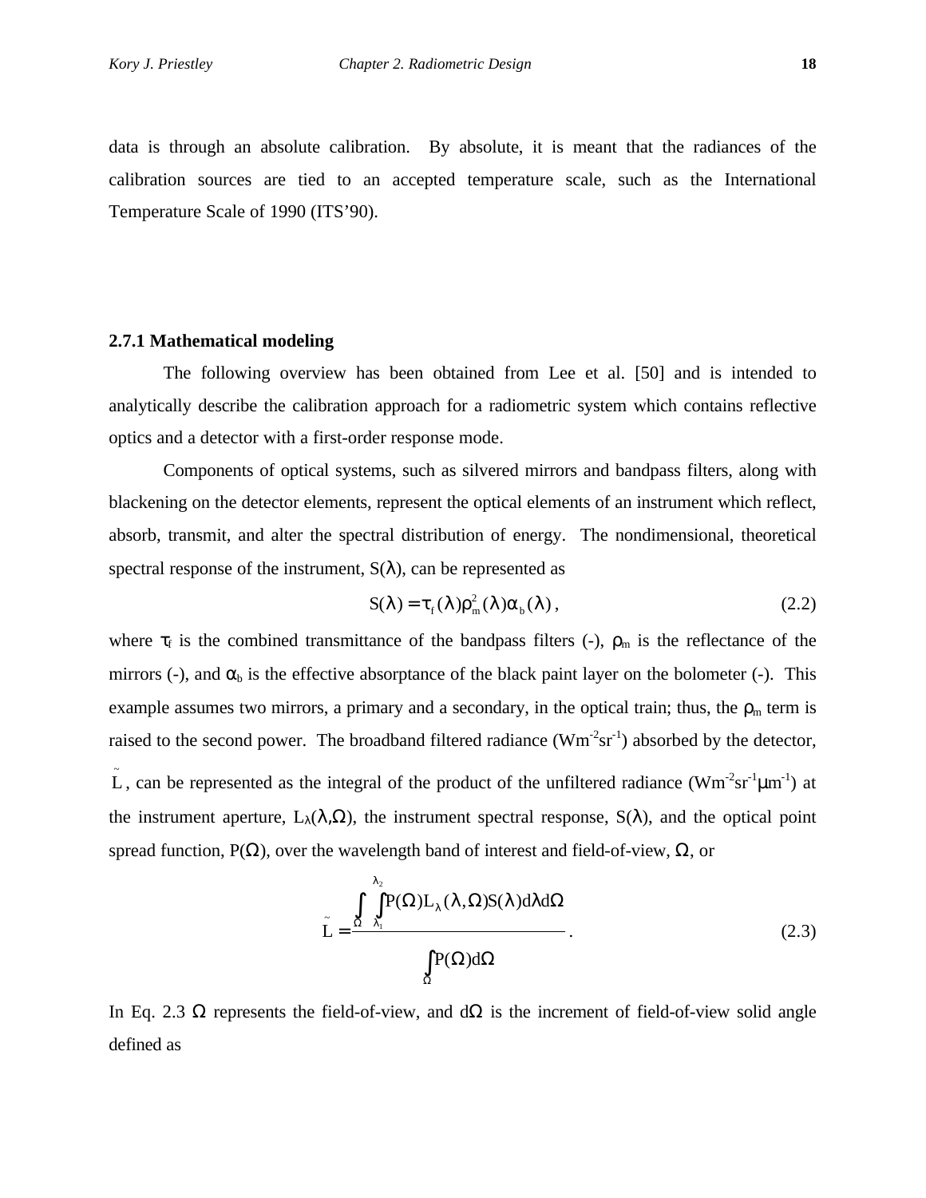data is through an absolute calibration. By absolute, it is meant that the radiances of the calibration sources are tied to an accepted temperature scale, such as the International Temperature Scale of 1990 (ITS'90).

### 2.7.1 Mathematical modeling

The following overview has been obtained from Lee et al. [50] and is intended to analytically describe the calibration approach for a radiometric system which contains reflective optics and a detector with a first-order response mode.

Components of optical systems, such as silvered mirrors and bandpass filters, along with blackening on the detector elements, represent the optical elements of an instrument which reflect, absorb, transmit, and alter the spectral distribution of energy. The nondimensional, theoretical spectral response of the instrument, $S(\lambda)$, can be represented as

$$S(\lambda) = \tau_f(\lambda)\rho_m^2(\lambda)\alpha_b(\lambda)\,, \tag{2.2}$$

where $\tau_f$ is the combined transmittance of the bandpass filters (-), $\rho_m$ is the reflectance of the mirrors (-), and $\alpha_b$ is the effective absorptance of the black paint layer on the bolometer (-). This example assumes two mirrors, a primary and a secondary, in the optical train; thus, the $\rho_m$ term is raised to the second power. The broadband filtered radiance ($Wm^{-2}sr^{-1}$) absorbed by the detector, $\tilde{L}$, can be represented as the integral of the product of the unfiltered radiance ($Wm^{-2}sr^{-1}\mu m^{-1}$) at the instrument aperture, $L_\lambda(\lambda,\Omega)$, the instrument spectral response, $S(\lambda)$, and the optical point spread function, $P(\Omega)$, over the wavelength band of interest and field-of-view, $\Omega$, or

$$\tilde{L} = \frac{\int_{\Omega}\int_{\lambda_1}^{\lambda_2} P(\Omega)L_\lambda(\lambda,\Omega)S(\lambda)d\lambda d\Omega}{\int_{\Omega} P(\Omega)d\Omega}\,. \tag{2.3}$$

In Eq. 2.3 $\Omega$ represents the field-of-view, and $d\Omega$ is the increment of field-of-view solid angle defined as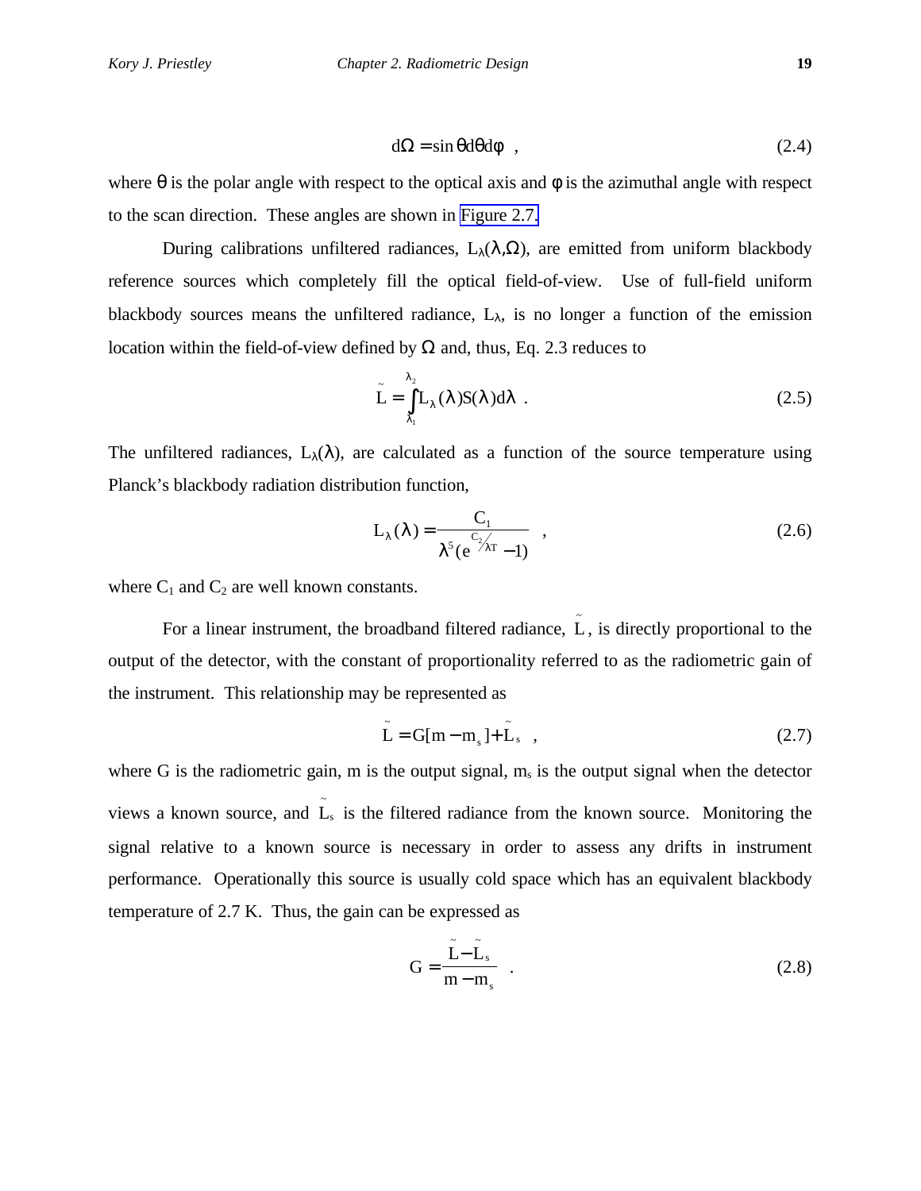$$d\Omega = \sin\theta d\theta d\phi \quad , \tag{2.4}$$

where $\theta$ is the polar angle with respect to the optical axis and $\phi$ is the azimuthal angle with respect to the scan direction. These angles are shown in Figure 2.7.

During calibrations unfiltered radiances, $L_\lambda(\lambda,\Omega)$, are emitted from uniform blackbody reference sources which completely fill the optical field-of-view. Use of full-field uniform blackbody sources means the unfiltered radiance, $L_\lambda$, is no longer a function of the emission location within the field-of-view defined by $\Omega$ and, thus, Eq. 2.3 reduces to

$$\tilde{L} = \int_{\lambda_1}^{\lambda_2} L_\lambda(\lambda)S(\lambda)d\lambda \quad . \tag{2.5}$$

The unfiltered radiances, $L_\lambda(\lambda)$, are calculated as a function of the source temperature using Planck's blackbody radiation distribution function,

$$L_\lambda(\lambda) = \frac{C_1}{\lambda^5(e^{C_2/\lambda T} - 1)} \quad , \tag{2.6}$$

where $C_1$ and $C_2$ are well known constants.

For a linear instrument, the broadband filtered radiance, $\tilde{L}$, is directly proportional to the output of the detector, with the constant of proportionality referred to as the radiometric gain of the instrument. This relationship may be represented as

$$\tilde{L} = G[m - m_s] + \tilde{L}_s \quad , \tag{2.7}$$

where G is the radiometric gain, m is the output signal, $m_s$ is the output signal when the detector views a known source, and $\tilde{L}_s$ is the filtered radiance from the known source. Monitoring the signal relative to a known source is necessary in order to assess any drifts in instrument performance. Operationally this source is usually cold space which has an equivalent blackbody temperature of 2.7 K. Thus, the gain can be expressed as

$$G = \frac{\tilde{L} - \tilde{L}_s}{m - m_s} \quad . \tag{2.8}$$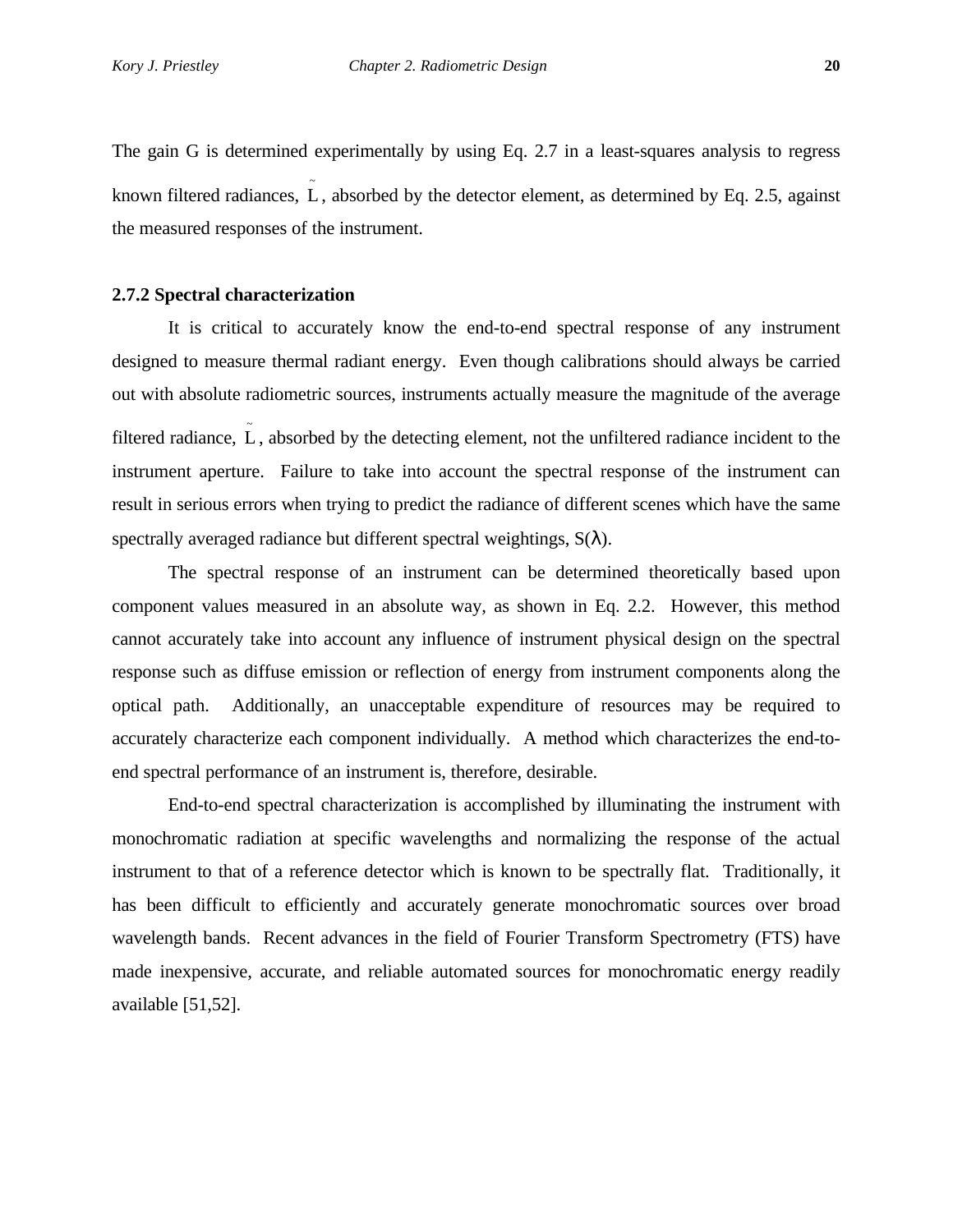The gain G is determined experimentally by using Eq. 2.7 in a least-squares analysis to regress known filtered radiances, $\tilde{L}$, absorbed by the detector element, as determined by Eq. 2.5, against the measured responses of the instrument.

### 2.7.2 Spectral characterization

It is critical to accurately know the end-to-end spectral response of any instrument designed to measure thermal radiant energy. Even though calibrations should always be carried out with absolute radiometric sources, instruments actually measure the magnitude of the average filtered radiance, $\tilde{L}$, absorbed by the detecting element, not the unfiltered radiance incident to the instrument aperture. Failure to take into account the spectral response of the instrument can result in serious errors when trying to predict the radiance of different scenes which have the same spectrally averaged radiance but different spectral weightings, $S(\lambda)$.

The spectral response of an instrument can be determined theoretically based upon component values measured in an absolute way, as shown in Eq. 2.2. However, this method cannot accurately take into account any influence of instrument physical design on the spectral response such as diffuse emission or reflection of energy from instrument components along the optical path. Additionally, an unacceptable expenditure of resources may be required to accurately characterize each component individually. A method which characterizes the end-to-end spectral performance of an instrument is, therefore, desirable.

End-to-end spectral characterization is accomplished by illuminating the instrument with monochromatic radiation at specific wavelengths and normalizing the response of the actual instrument to that of a reference detector which is known to be spectrally flat. Traditionally, it has been difficult to efficiently and accurately generate monochromatic sources over broad wavelength bands. Recent advances in the field of Fourier Transform Spectrometry (FTS) have made inexpensive, accurate, and reliable automated sources for monochromatic energy readily available [51,52].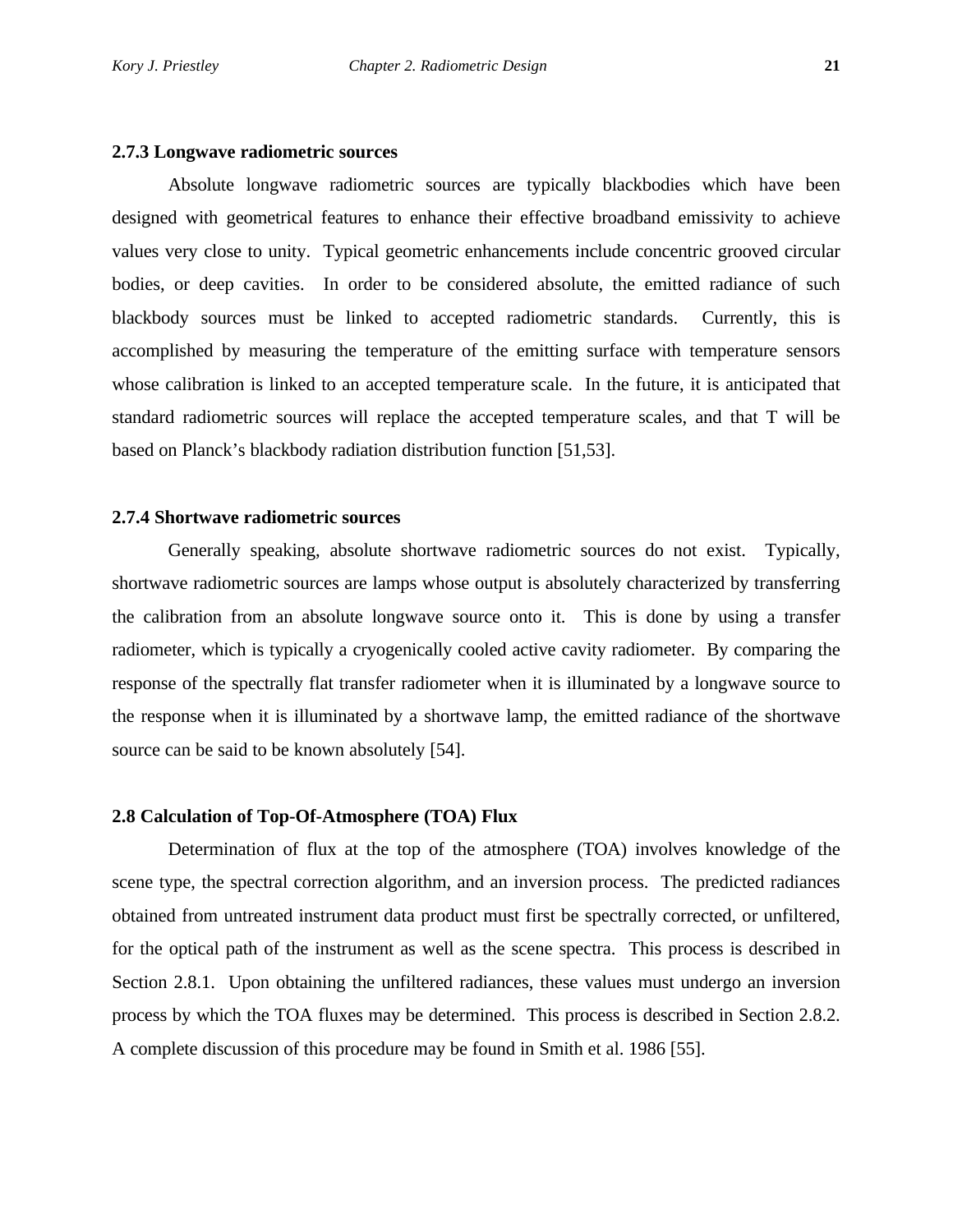### 2.7.3 Longwave radiometric sources

Absolute longwave radiometric sources are typically blackbodies which have been designed with geometrical features to enhance their effective broadband emissivity to achieve values very close to unity. Typical geometric enhancements include concentric grooved circular bodies, or deep cavities. In order to be considered absolute, the emitted radiance of such blackbody sources must be linked to accepted radiometric standards. Currently, this is accomplished by measuring the temperature of the emitting surface with temperature sensors whose calibration is linked to an accepted temperature scale. In the future, it is anticipated that standard radiometric sources will replace the accepted temperature scales, and that T will be based on Planck's blackbody radiation distribution function [51,53].

### 2.7.4 Shortwave radiometric sources

Generally speaking, absolute shortwave radiometric sources do not exist. Typically, shortwave radiometric sources are lamps whose output is absolutely characterized by transferring the calibration from an absolute longwave source onto it. This is done by using a transfer radiometer, which is typically a cryogenically cooled active cavity radiometer. By comparing the response of the spectrally flat transfer radiometer when it is illuminated by a longwave source to the response when it is illuminated by a shortwave lamp, the emitted radiance of the shortwave source can be said to be known absolutely [54].

## 2.8 Calculation of Top-Of-Atmosphere (TOA) Flux

Determination of flux at the top of the atmosphere (TOA) involves knowledge of the scene type, the spectral correction algorithm, and an inversion process. The predicted radiances obtained from untreated instrument data product must first be spectrally corrected, or unfiltered, for the optical path of the instrument as well as the scene spectra. This process is described in Section 2.8.1. Upon obtaining the unfiltered radiances, these values must undergo an inversion process by which the TOA fluxes may be determined. This process is described in Section 2.8.2. A complete discussion of this procedure may be found in Smith et al. 1986 [55].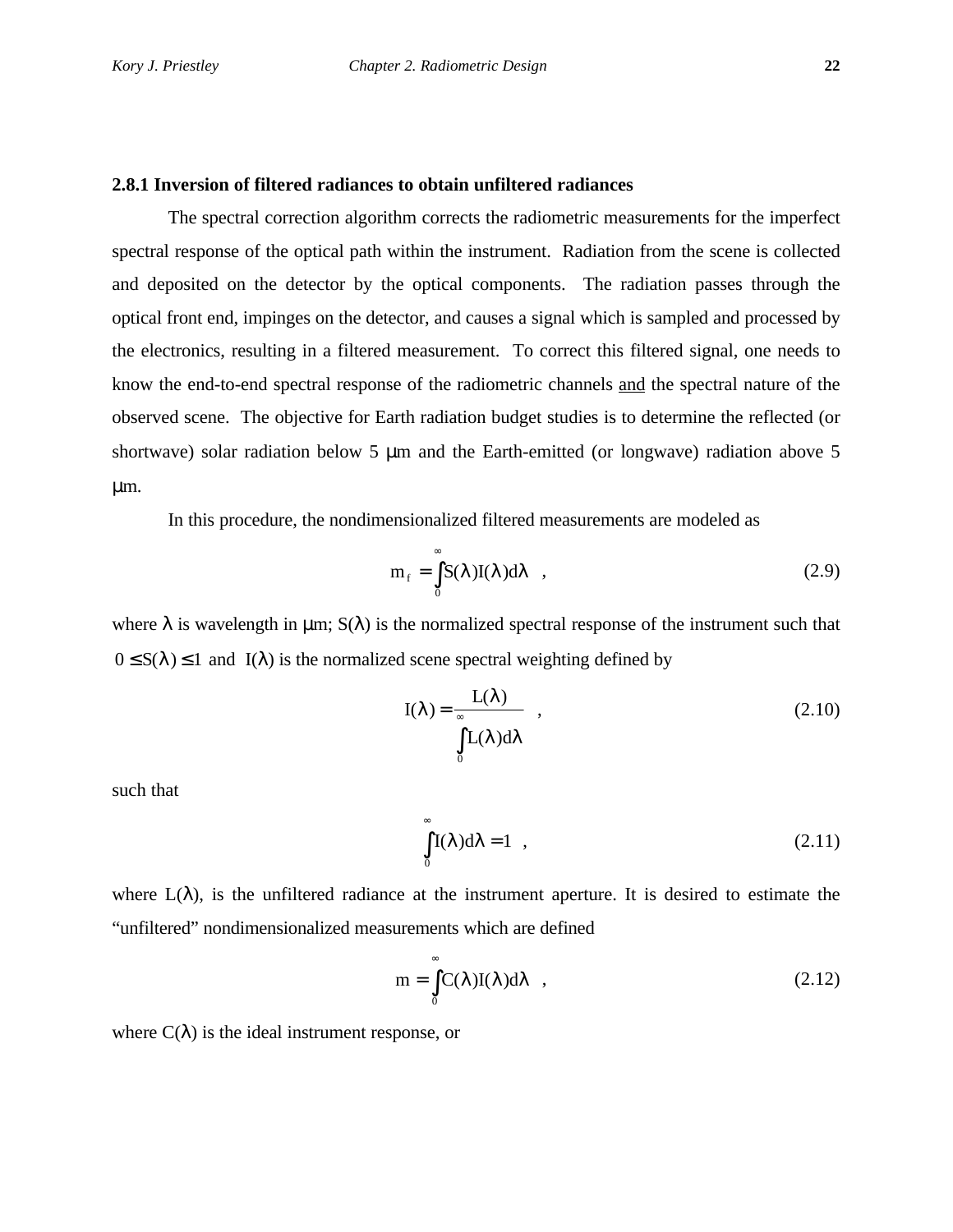### 2.8.1 Inversion of filtered radiances to obtain unfiltered radiances

The spectral correction algorithm corrects the radiometric measurements for the imperfect spectral response of the optical path within the instrument. Radiation from the scene is collected and deposited on the detector by the optical components. The radiation passes through the optical front end, impinges on the detector, and causes a signal which is sampled and processed by the electronics, resulting in a filtered measurement. To correct this filtered signal, one needs to know the end-to-end spectral response of the radiometric channels <u>and</u> the spectral nature of the observed scene. The objective for Earth radiation budget studies is to determine the reflected (or shortwave) solar radiation below 5 μm and the Earth-emitted (or longwave) radiation above 5 μm.

In this procedure, the nondimensionalized filtered measurements are modeled as

$$m_f = \int_0^\infty S(\lambda) I(\lambda) d\lambda \quad , \tag{2.9}$$

where $\lambda$ is wavelength in μm; $S(\lambda)$ is the normalized spectral response of the instrument such that $0 \le S(\lambda) \le 1$ and $I(\lambda)$ is the normalized scene spectral weighting defined by

$$I(\lambda) = \frac{L(\lambda)}{\int_0^\infty L(\lambda) d\lambda} \quad , \tag{2.10}$$

such that

$$\int_0^\infty I(\lambda) d\lambda = 1 \quad , \tag{2.11}$$

where $L(\lambda)$, is the unfiltered radiance at the instrument aperture. It is desired to estimate the "unfiltered" nondimensionalized measurements which are defined

$$m = \int_0^\infty C(\lambda) I(\lambda) d\lambda \quad , \tag{2.12}$$

where $C(\lambda)$ is the ideal instrument response, or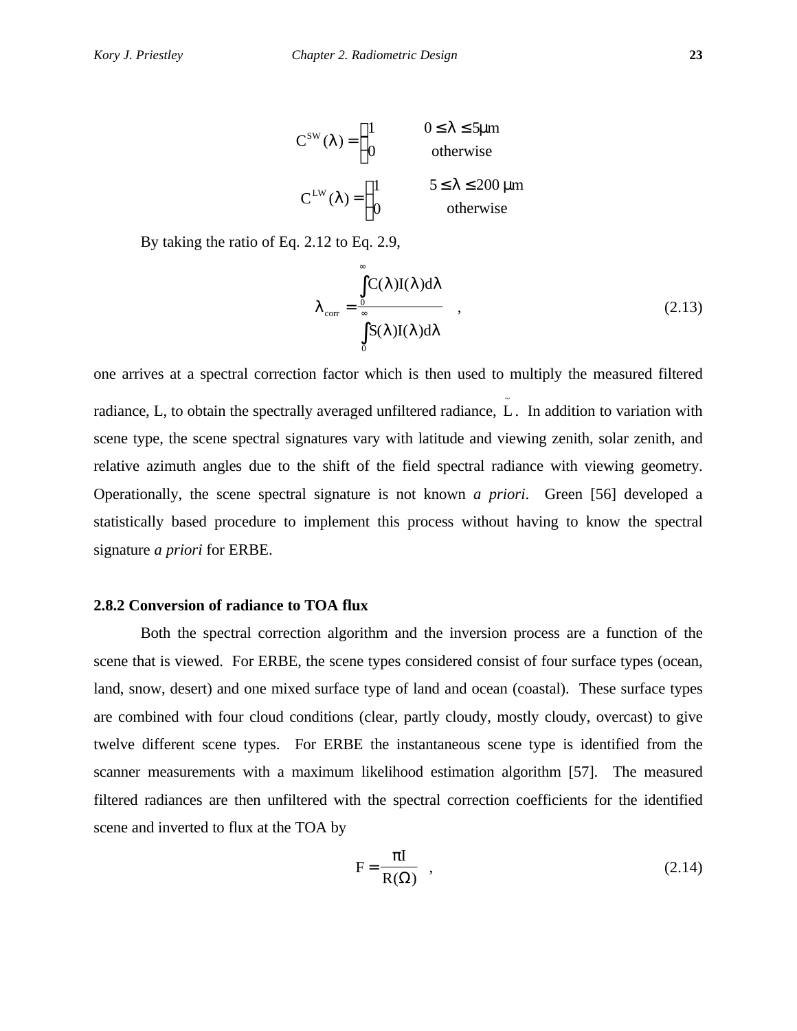$$C^{SW}(\lambda) = \begin{cases} 1 & 0 \le \lambda \le 5\mu m \\ 0 & \text{otherwise} \end{cases}$$

$$C^{LW}(\lambda) = \begin{cases} 1 & 5 \le \lambda \le 200\ \mu m \\ 0 & \text{otherwise} \end{cases}$$

By taking the ratio of Eq. 2.12 to Eq. 2.9,

$$\lambda_{corr} = \frac{\int_0^\infty C(\lambda)I(\lambda)d\lambda}{\int_0^\infty S(\lambda)I(\lambda)d\lambda} \quad , \tag{2.13}$$

one arrives at a spectral correction factor which is then used to multiply the measured filtered radiance, L, to obtain the spectrally averaged unfiltered radiance, $\tilde{L}$. In addition to variation with scene type, the scene spectral signatures vary with latitude and viewing zenith, solar zenith, and relative azimuth angles due to the shift of the field spectral radiance with viewing geometry. Operationally, the scene spectral signature is not known *a priori*. Green [56] developed a statistically based procedure to implement this process without having to know the spectral signature *a priori* for ERBE.

### 2.8.2 Conversion of radiance to TOA flux

Both the spectral correction algorithm and the inversion process are a function of the scene that is viewed. For ERBE, the scene types considered consist of four surface types (ocean, land, snow, desert) and one mixed surface type of land and ocean (coastal). These surface types are combined with four cloud conditions (clear, partly cloudy, mostly cloudy, overcast) to give twelve different scene types. For ERBE the instantaneous scene type is identified from the scanner measurements with a maximum likelihood estimation algorithm [57]. The measured filtered radiances are then unfiltered with the spectral correction coefficients for the identified scene and inverted to flux at the TOA by

$$F = \frac{\pi I}{R(\Omega)} \quad , \tag{2.14}$$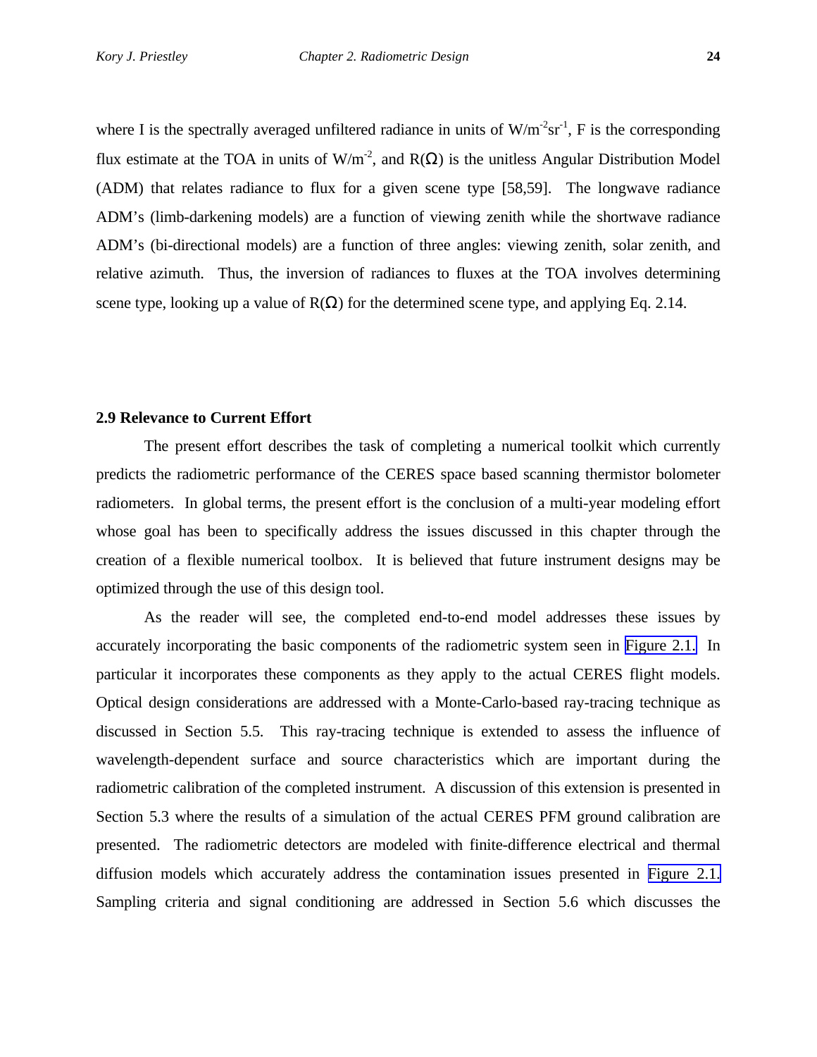where I is the spectrally averaged unfiltered radiance in units of $W/m^{-2}sr^{-1}$, F is the corresponding flux estimate at the TOA in units of $W/m^{-2}$, and $R(\Omega)$ is the unitless Angular Distribution Model (ADM) that relates radiance to flux for a given scene type [58,59]. The longwave radiance ADM's (limb-darkening models) are a function of viewing zenith while the shortwave radiance ADM's (bi-directional models) are a function of three angles: viewing zenith, solar zenith, and relative azimuth. Thus, the inversion of radiances to fluxes at the TOA involves determining scene type, looking up a value of $R(\Omega)$ for the determined scene type, and applying Eq. 2.14.

## 2.9 Relevance to Current Effort

The present effort describes the task of completing a numerical toolkit which currently predicts the radiometric performance of the CERES space based scanning thermistor bolometer radiometers. In global terms, the present effort is the conclusion of a multi-year modeling effort whose goal has been to specifically address the issues discussed in this chapter through the creation of a flexible numerical toolbox. It is believed that future instrument designs may be optimized through the use of this design tool.

As the reader will see, the completed end-to-end model addresses these issues by accurately incorporating the basic components of the radiometric system seen in Figure 2.1. In particular it incorporates these components as they apply to the actual CERES flight models. Optical design considerations are addressed with a Monte-Carlo-based ray-tracing technique as discussed in Section 5.5. This ray-tracing technique is extended to assess the influence of wavelength-dependent surface and source characteristics which are important during the radiometric calibration of the completed instrument. A discussion of this extension is presented in Section 5.3 where the results of a simulation of the actual CERES PFM ground calibration are presented. The radiometric detectors are modeled with finite-difference electrical and thermal diffusion models which accurately address the contamination issues presented in Figure 2.1. Sampling criteria and signal conditioning are addressed in Section 5.6 which discusses the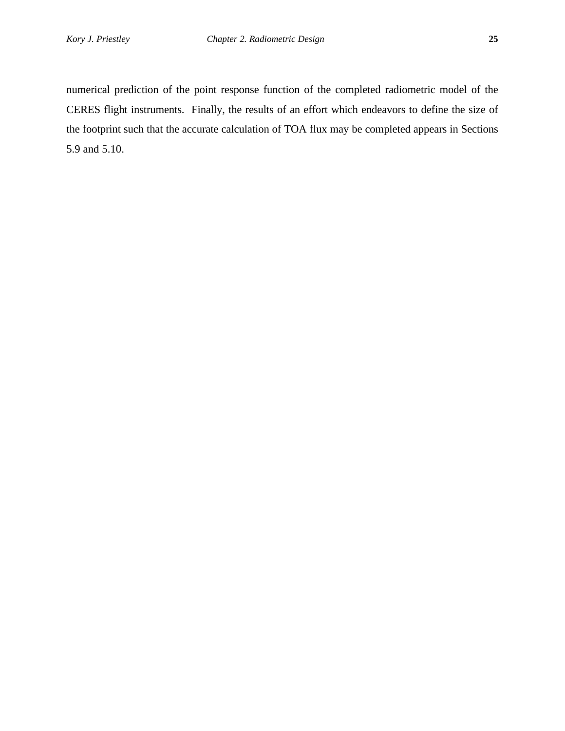numerical prediction of the point response function of the completed radiometric model of the CERES flight instruments.  Finally, the results of an effort which endeavors to define the size of the footprint such that the accurate calculation of TOA flux may be completed appears in Sections 5.9 and 5.10.